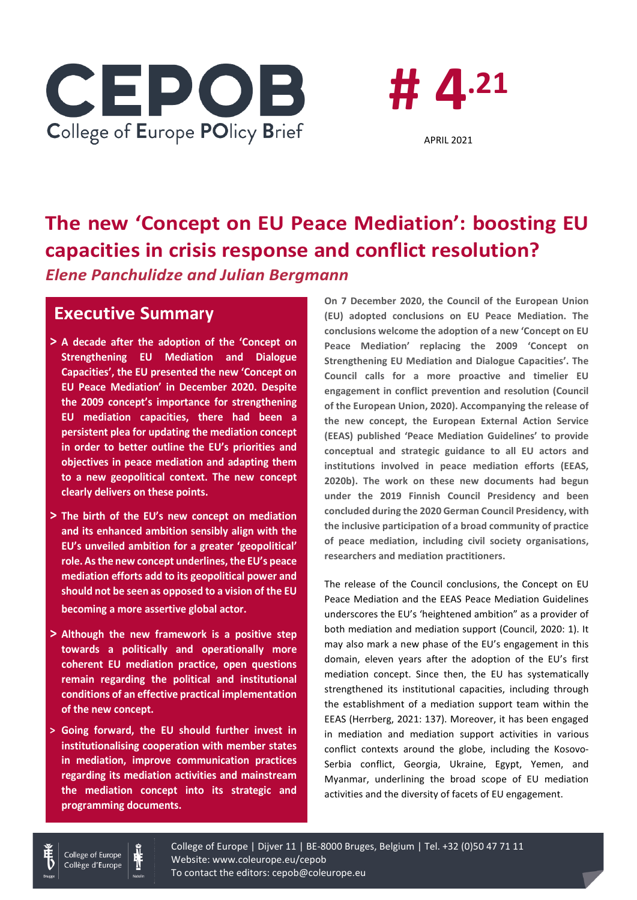# CEPOB

College of Europe POlicy Brief

# # 4.21

APRIL 2021

# The new 'Concept on EU Peace Mediation': boosting EU capacities in crisis response and conflict resolution?

*Elene Panchulidze and Julian Bergmann*

## Executive Summary

> **A decade after the adoption of the 'Concept on Strengthening EU Mediation and Dialogue Capacities', the EU presented the new 'Concept on EU Peace Mediation' in December 2020. Despite the 2009 concept's importance for strengthening EU mediation capacities, there had been a persistent plea for updating the mediation concept in order to better outline the EU's priorities and objectives in peace mediation and adapting them to a new geopolitical context. The new concept clearly delivers on these points.**

> **The birth of the EU's new concept on mediation and its enhanced ambition sensibly align with the EU's unveiled ambition for a greater 'geopolitical' role. As the new concept underlines, the EU's peace mediation efforts add to its geopolitical power and should not be seen as opposed to a vision of the EU becoming a more assertive global actor.**

> **Although the new framework is a positive step towards a politically and operationally more coherent EU mediation practice, open questions remain regarding the political and institutional conditions of an effective practical implementation of the new concept.**

> **Going forward, the EU should further invest in institutionalising cooperation with member states in mediation, improve communication practices regarding its mediation activities and mainstream the mediation concept into its strategic and programming documents.**

**On 7 December 2020, the Council of the European Union (EU) adopted conclusions on EU Peace Mediation. The conclusions welcome the adoption of a new 'Concept on EU Peace Mediation' replacing the 2009 'Concept on Strengthening EU Mediation and Dialogue Capacities'. The Council calls for a more proactive and timelier EU engagement in conflict prevention and resolution (Council of the European Union, 2020). Accompanying the release of the new concept, the European External Action Service (EEAS) published 'Peace Mediation Guidelines' to provide conceptual and strategic guidance to all EU actors and institutions involved in peace mediation efforts (EEAS, 2020b). The work on these new documents had begun under the 2019 Finnish Council Presidency and been concluded during the 2020 German Council Presidency, with the inclusive participation of a broad community of practice of peace mediation, including civil society organisations, researchers and mediation practitioners.**

The release of the Council conclusions, the Concept on EU Peace Mediation and the EEAS Peace Mediation Guidelines underscores the EU's 'heightened ambition" as a provider of both mediation and mediation support (Council, 2020: 1). It may also mark a new phase of the EU's engagement in this domain, eleven years after the adoption of the EU's first mediation concept. Since then, the EU has systematically strengthened its institutional capacities, including through the establishment of a mediation support team within the EEAS (Herrberg, 2021: 137). Moreover, it has been engaged in mediation and mediation support activities in various conflict contexts around the globe, including the Kosovo-Serbia conflict, Georgia, Ukraine, Egypt, Yemen, and Myanmar, underlining the broad scope of EU mediation activities and the diversity of facets of EU engagement.

College of Europe | Dijver 11 | BE-8000 Bruges, Belgium | Tel. +32 (0)50 47 71 11
Website: www.coleurope.eu/cepob
To contact the editors: cepob@coleurope.eu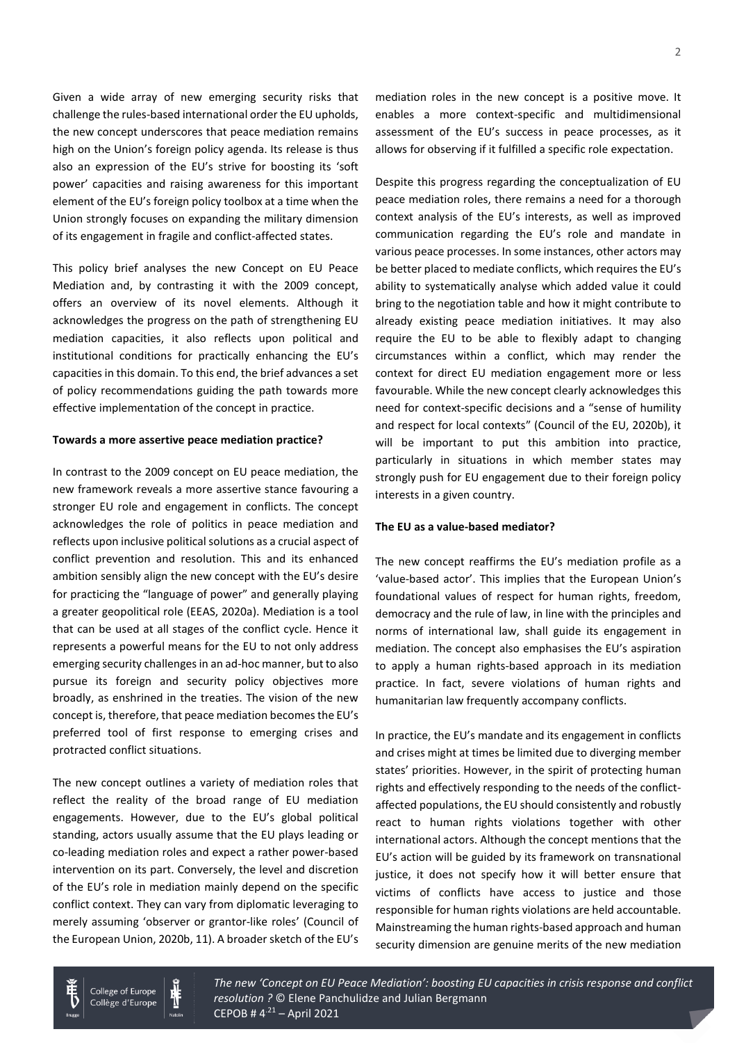Given a wide array of new emerging security risks that challenge the rules-based international order the EU upholds, the new concept underscores that peace mediation remains high on the Union's foreign policy agenda. Its release is thus also an expression of the EU's strive for boosting its 'soft power' capacities and raising awareness for this important element of the EU's foreign policy toolbox at a time when the Union strongly focuses on expanding the military dimension of its engagement in fragile and conflict-affected states.

This policy brief analyses the new Concept on EU Peace Mediation and, by contrasting it with the 2009 concept, offers an overview of its novel elements. Although it acknowledges the progress on the path of strengthening EU mediation capacities, it also reflects upon political and institutional conditions for practically enhancing the EU's capacities in this domain. To this end, the brief advances a set of policy recommendations guiding the path towards more effective implementation of the concept in practice.

**Towards a more assertive peace mediation practice?**

In contrast to the 2009 concept on EU peace mediation, the new framework reveals a more assertive stance favouring a stronger EU role and engagement in conflicts. The concept acknowledges the role of politics in peace mediation and reflects upon inclusive political solutions as a crucial aspect of conflict prevention and resolution. This and its enhanced ambition sensibly align the new concept with the EU's desire for practicing the "language of power" and generally playing a greater geopolitical role (EEAS, 2020a). Mediation is a tool that can be used at all stages of the conflict cycle. Hence it represents a powerful means for the EU to not only address emerging security challenges in an ad-hoc manner, but to also pursue its foreign and security policy objectives more broadly, as enshrined in the treaties. The vision of the new concept is, therefore, that peace mediation becomes the EU's preferred tool of first response to emerging crises and protracted conflict situations.

The new concept outlines a variety of mediation roles that reflect the reality of the broad range of EU mediation engagements. However, due to the EU's global political standing, actors usually assume that the EU plays leading or co-leading mediation roles and expect a rather power-based intervention on its part. Conversely, the level and discretion of the EU's role in mediation mainly depend on the specific conflict context. They can vary from diplomatic leveraging to merely assuming 'observer or grantor-like roles' (Council of the European Union, 2020b, 11). A broader sketch of the EU's mediation roles in the new concept is a positive move. It enables a more context-specific and multidimensional assessment of the EU's success in peace processes, as it allows for observing if it fulfilled a specific role expectation.

Despite this progress regarding the conceptualization of EU peace mediation roles, there remains a need for a thorough context analysis of the EU's interests, as well as improved communication regarding the EU's role and mandate in various peace processes. In some instances, other actors may be better placed to mediate conflicts, which requires the EU's ability to systematically analyse which added value it could bring to the negotiation table and how it might contribute to already existing peace mediation initiatives. It may also require the EU to be able to flexibly adapt to changing circumstances within a conflict, which may render the context for direct EU mediation engagement more or less favourable. While the new concept clearly acknowledges this need for context-specific decisions and a "sense of humility and respect for local contexts" (Council of the EU, 2020b), it will be important to put this ambition into practice, particularly in situations in which member states may strongly push for EU engagement due to their foreign policy interests in a given country.

**The EU as a value-based mediator?**

The new concept reaffirms the EU's mediation profile as a 'value-based actor'. This implies that the European Union's foundational values of respect for human rights, freedom, democracy and the rule of law, in line with the principles and norms of international law, shall guide its engagement in mediation. The concept also emphasises the EU's aspiration to apply a human rights-based approach in its mediation practice. In fact, severe violations of human rights and humanitarian law frequently accompany conflicts.

In practice, the EU's mandate and its engagement in conflicts and crises might at times be limited due to diverging member states' priorities. However, in the spirit of protecting human rights and effectively responding to the needs of the conflict-affected populations, the EU should consistently and robustly react to human rights violations together with other international actors. Although the concept mentions that the EU's action will be guided by its framework on transnational justice, it does not specify how it will better ensure that victims of conflicts have access to justice and those responsible for human rights violations are held accountable. Mainstreaming the human rights-based approach and human security dimension are genuine merits of the new mediation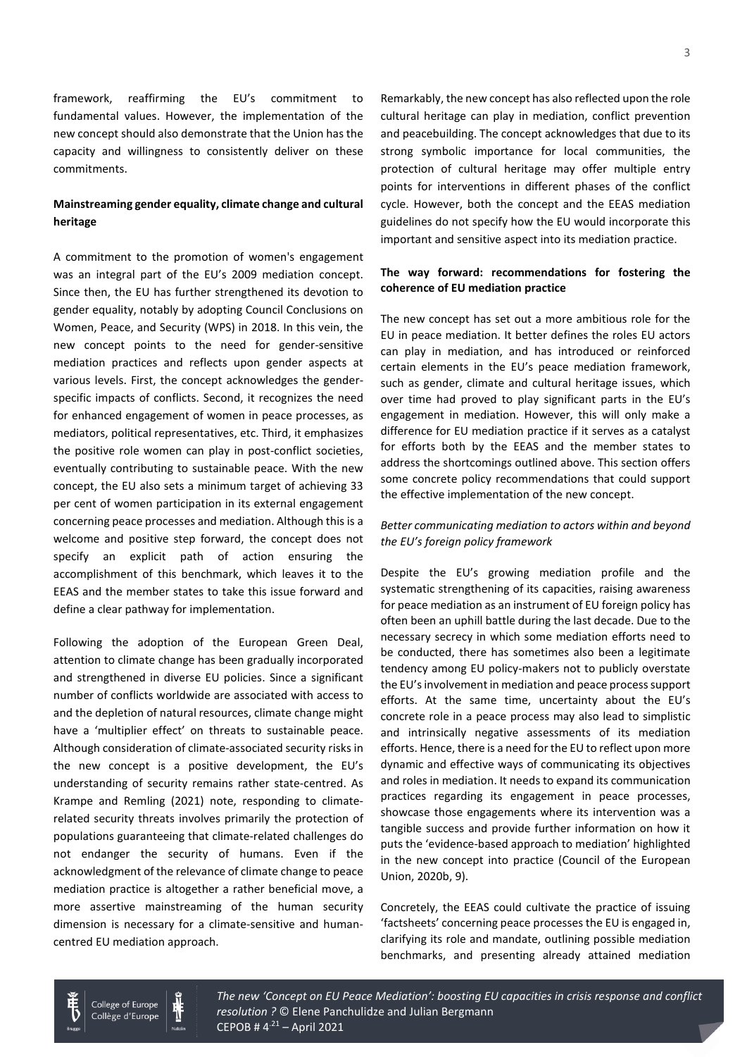framework, reaffirming the EU's commitment to fundamental values. However, the implementation of the new concept should also demonstrate that the Union has the capacity and willingness to consistently deliver on these commitments.

**Mainstreaming gender equality, climate change and cultural heritage**

A commitment to the promotion of women's engagement was an integral part of the EU's 2009 mediation concept. Since then, the EU has further strengthened its devotion to gender equality, notably by adopting Council Conclusions on Women, Peace, and Security (WPS) in 2018. In this vein, the new concept points to the need for gender-sensitive mediation practices and reflects upon gender aspects at various levels. First, the concept acknowledges the gender-specific impacts of conflicts. Second, it recognizes the need for enhanced engagement of women in peace processes, as mediators, political representatives, etc. Third, it emphasizes the positive role women can play in post-conflict societies, eventually contributing to sustainable peace. With the new concept, the EU also sets a minimum target of achieving 33 per cent of women participation in its external engagement concerning peace processes and mediation. Although this is a welcome and positive step forward, the concept does not specify an explicit path of action ensuring the accomplishment of this benchmark, which leaves it to the EEAS and the member states to take this issue forward and define a clear pathway for implementation.

Following the adoption of the European Green Deal, attention to climate change has been gradually incorporated and strengthened in diverse EU policies. Since a significant number of conflicts worldwide are associated with access to and the depletion of natural resources, climate change might have a 'multiplier effect' on threats to sustainable peace. Although consideration of climate-associated security risks in the new concept is a positive development, the EU's understanding of security remains rather state-centred. As Krampe and Remling (2021) note, responding to climate-related security threats involves primarily the protection of populations guaranteeing that climate-related challenges do not endanger the security of humans. Even if the acknowledgment of the relevance of climate change to peace mediation practice is altogether a rather beneficial move, a more assertive mainstreaming of the human security dimension is necessary for a climate-sensitive and human-centred EU mediation approach.

Remarkably, the new concept has also reflected upon the role cultural heritage can play in mediation, conflict prevention and peacebuilding. The concept acknowledges that due to its strong symbolic importance for local communities, the protection of cultural heritage may offer multiple entry points for interventions in different phases of the conflict cycle. However, both the concept and the EEAS mediation guidelines do not specify how the EU would incorporate this important and sensitive aspect into its mediation practice.

**The way forward: recommendations for fostering the coherence of EU mediation practice**

The new concept has set out a more ambitious role for the EU in peace mediation. It better defines the roles EU actors can play in mediation, and has introduced or reinforced certain elements in the EU's peace mediation framework, such as gender, climate and cultural heritage issues, which over time had proved to play significant parts in the EU's engagement in mediation. However, this will only make a difference for EU mediation practice if it serves as a catalyst for efforts both by the EEAS and the member states to address the shortcomings outlined above. This section offers some concrete policy recommendations that could support the effective implementation of the new concept.

*Better communicating mediation to actors within and beyond the EU's foreign policy framework*

Despite the EU's growing mediation profile and the systematic strengthening of its capacities, raising awareness for peace mediation as an instrument of EU foreign policy has often been an uphill battle during the last decade. Due to the necessary secrecy in which some mediation efforts need to be conducted, there has sometimes also been a legitimate tendency among EU policy-makers not to publicly overstate the EU's involvement in mediation and peace process support efforts. At the same time, uncertainty about the EU's concrete role in a peace process may also lead to simplistic and intrinsically negative assessments of its mediation efforts. Hence, there is a need for the EU to reflect upon more dynamic and effective ways of communicating its objectives and roles in mediation. It needs to expand its communication practices regarding its engagement in peace processes, showcase those engagements where its intervention was a tangible success and provide further information on how it puts the 'evidence-based approach to mediation' highlighted in the new concept into practice (Council of the European Union, 2020b, 9).

Concretely, the EEAS could cultivate the practice of issuing 'factsheets' concerning peace processes the EU is engaged in, clarifying its role and mandate, outlining possible mediation benchmarks, and presenting already attained mediation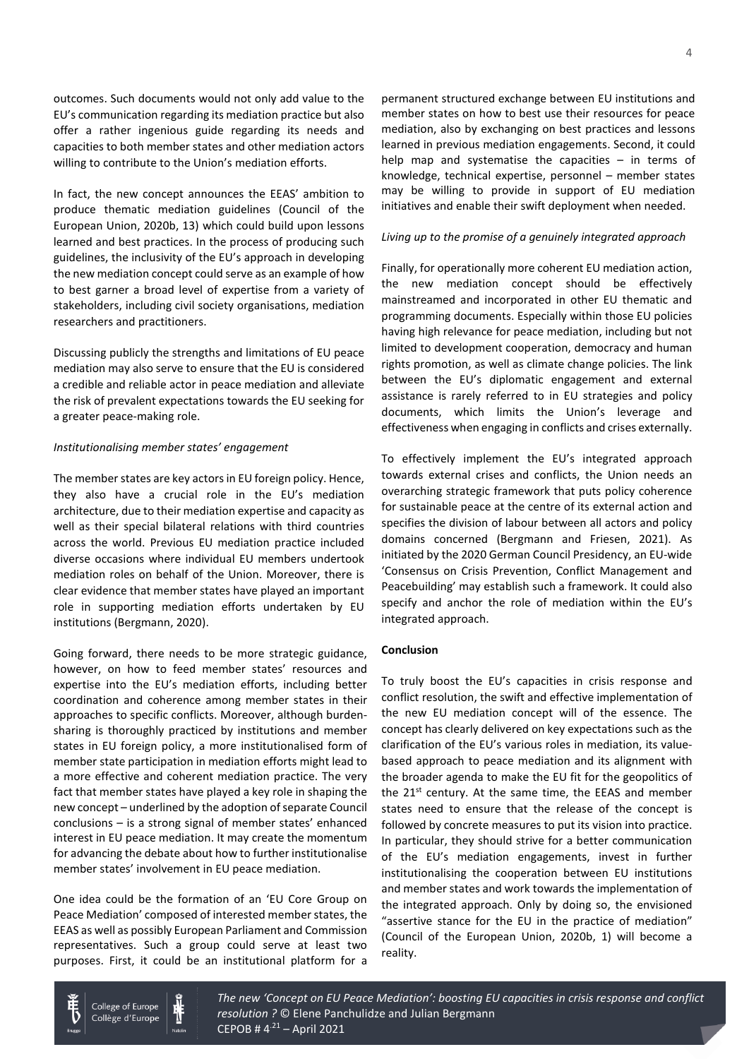outcomes. Such documents would not only add value to the EU's communication regarding its mediation practice but also offer a rather ingenious guide regarding its needs and capacities to both member states and other mediation actors willing to contribute to the Union's mediation efforts.

In fact, the new concept announces the EEAS' ambition to produce thematic mediation guidelines (Council of the European Union, 2020b, 13) which could build upon lessons learned and best practices. In the process of producing such guidelines, the inclusivity of the EU's approach in developing the new mediation concept could serve as an example of how to best garner a broad level of expertise from a variety of stakeholders, including civil society organisations, mediation researchers and practitioners.

Discussing publicly the strengths and limitations of EU peace mediation may also serve to ensure that the EU is considered a credible and reliable actor in peace mediation and alleviate the risk of prevalent expectations towards the EU seeking for a greater peace-making role.

*Institutionalising member states' engagement*

The member states are key actors in EU foreign policy. Hence, they also have a crucial role in the EU's mediation architecture, due to their mediation expertise and capacity as well as their special bilateral relations with third countries across the world. Previous EU mediation practice included diverse occasions where individual EU members undertook mediation roles on behalf of the Union. Moreover, there is clear evidence that member states have played an important role in supporting mediation efforts undertaken by EU institutions (Bergmann, 2020).

Going forward, there needs to be more strategic guidance, however, on how to feed member states' resources and expertise into the EU's mediation efforts, including better coordination and coherence among member states in their approaches to specific conflicts. Moreover, although burden-sharing is thoroughly practiced by institutions and member states in EU foreign policy, a more institutionalised form of member state participation in mediation efforts might lead to a more effective and coherent mediation practice. The very fact that member states have played a key role in shaping the new concept – underlined by the adoption of separate Council conclusions – is a strong signal of member states' enhanced interest in EU peace mediation. It may create the momentum for advancing the debate about how to further institutionalise member states' involvement in EU peace mediation.

One idea could be the formation of an 'EU Core Group on Peace Mediation' composed of interested member states, the EEAS as well as possibly European Parliament and Commission representatives. Such a group could serve at least two purposes. First, it could be an institutional platform for a permanent structured exchange between EU institutions and member states on how to best use their resources for peace mediation, also by exchanging on best practices and lessons learned in previous mediation engagements. Second, it could help map and systematise the capacities – in terms of knowledge, technical expertise, personnel – member states may be willing to provide in support of EU mediation initiatives and enable their swift deployment when needed.

*Living up to the promise of a genuinely integrated approach*

Finally, for operationally more coherent EU mediation action, the new mediation concept should be effectively mainstreamed and incorporated in other EU thematic and programming documents. Especially within those EU policies having high relevance for peace mediation, including but not limited to development cooperation, democracy and human rights promotion, as well as climate change policies. The link between the EU's diplomatic engagement and external assistance is rarely referred to in EU strategies and policy documents, which limits the Union's leverage and effectiveness when engaging in conflicts and crises externally.

To effectively implement the EU's integrated approach towards external crises and conflicts, the Union needs an overarching strategic framework that puts policy coherence for sustainable peace at the centre of its external action and specifies the division of labour between all actors and policy domains concerned (Bergmann and Friesen, 2021). As initiated by the 2020 German Council Presidency, an EU-wide 'Consensus on Crisis Prevention, Conflict Management and Peacebuilding' may establish such a framework. It could also specify and anchor the role of mediation within the EU's integrated approach.

**Conclusion**

To truly boost the EU's capacities in crisis response and conflict resolution, the swift and effective implementation of the new EU mediation concept will of the essence. The concept has clearly delivered on key expectations such as the clarification of the EU's various roles in mediation, its value-based approach to peace mediation and its alignment with the broader agenda to make the EU fit for the geopolitics of the 21st century. At the same time, the EEAS and member states need to ensure that the release of the concept is followed by concrete measures to put its vision into practice. In particular, they should strive for a better communication of the EU's mediation engagements, invest in further institutionalising the cooperation between EU institutions and member states and work towards the implementation of the integrated approach. Only by doing so, the envisioned "assertive stance for the EU in the practice of mediation" (Council of the European Union, 2020b, 1) will become a reality.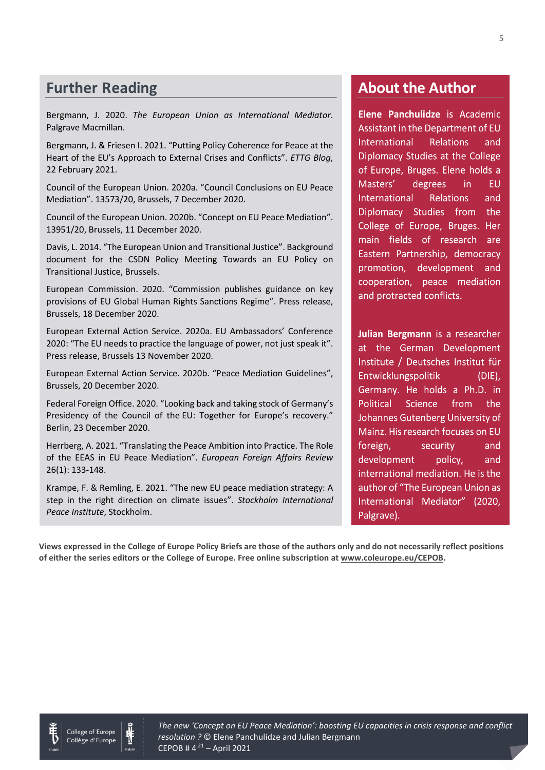## Further Reading

Bergmann, J. 2020. *The European Union as International Mediator*. Palgrave Macmillan.

Bergmann, J. & Friesen I. 2021. "Putting Policy Coherence for Peace at the Heart of the EU's Approach to External Crises and Conflicts". *ETTG Blog*, 22 February 2021.

Council of the European Union. 2020a. "Council Conclusions on EU Peace Mediation". 13573/20, Brussels, 7 December 2020.

Council of the European Union. 2020b. "Concept on EU Peace Mediation". 13951/20, Brussels, 11 December 2020.

Davis, L. 2014. "The European Union and Transitional Justice". Background document for the CSDN Policy Meeting Towards an EU Policy on Transitional Justice, Brussels.

European Commission. 2020. "Commission publishes guidance on key provisions of EU Global Human Rights Sanctions Regime". Press release, Brussels, 18 December 2020.

European External Action Service. 2020a. EU Ambassadors' Conference 2020: "The EU needs to practice the language of power, not just speak it". Press release, Brussels 13 November 2020.

European External Action Service. 2020b. "Peace Mediation Guidelines", Brussels, 20 December 2020.

Federal Foreign Office. 2020. "Looking back and taking stock of Germany's Presidency of the Council of the EU: Together for Europe's recovery." Berlin, 23 December 2020.

Herrberg, A. 2021. "Translating the Peace Ambition into Practice. The Role of the EEAS in EU Peace Mediation". *European Foreign Affairs Review* 26(1): 133-148.

Krampe, F. & Remling, E. 2021. "The new EU peace mediation strategy: A step in the right direction on climate issues". *Stockholm International Peace Institute*, Stockholm.

## About the Author

**Elene Panchulidze** is Academic Assistant in the Department of EU International Relations and Diplomacy Studies at the College of Europe, Bruges. Elene holds a Masters' degrees in EU International Relations and Diplomacy Studies from the College of Europe, Bruges. Her main fields of research are Eastern Partnership, democracy promotion, development and cooperation, peace mediation and protracted conflicts.

**Julian Bergmann** is a researcher at the German Development Institute / Deutsches Institut für Entwicklungspolitik (DIE), Germany. He holds a Ph.D. in Political Science from the Johannes Gutenberg University of Mainz. His research focuses on EU foreign, security and development policy, and international mediation. He is the author of "The European Union as International Mediator" (2020, Palgrave).

**Views expressed in the College of Europe Policy Briefs are those of the authors only and do not necessarily reflect positions of either the series editors or the College of Europe. Free online subscription at www.coleurope.eu/CEPOB.**